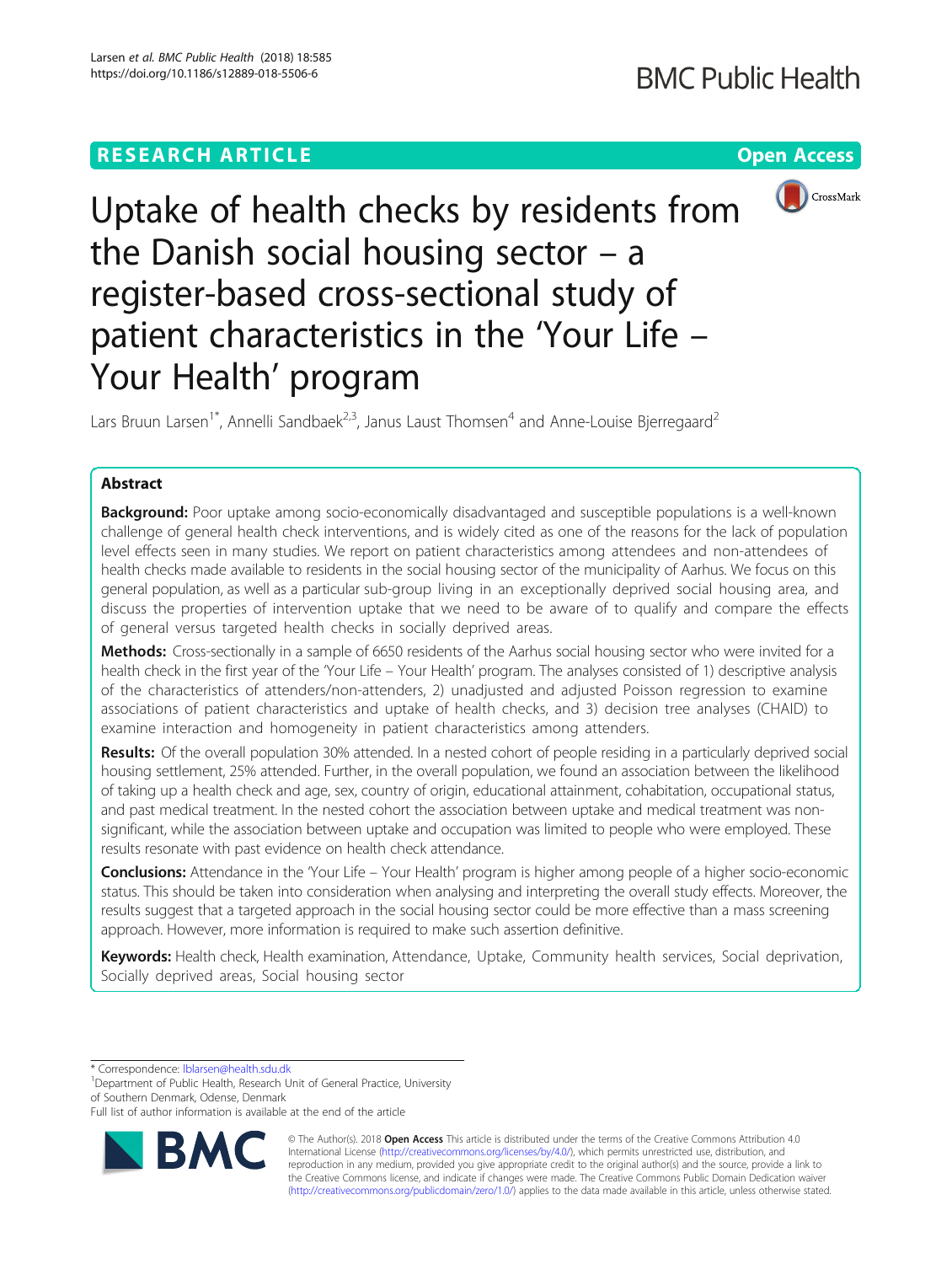RESEARCH ARTICLE

Open Access

# Uptake of health checks by residents from the Danish social housing sector – a register-based cross-sectional study of patient characteristics in the 'Your Life – Your Health' program

Lars Bruun Larsen[1*], Annelli Sandbaek[2,3], Janus Laust Thomsen[4] and Anne-Louise Bjerregaard[2]

## Abstract

**Background:** Poor uptake among socio-economically disadvantaged and susceptible populations is a well-known challenge of general health check interventions, and is widely cited as one of the reasons for the lack of population level effects seen in many studies. We report on patient characteristics among attendees and non-attendees of health checks made available to residents in the social housing sector of the municipality of Aarhus. We focus on this general population, as well as a particular sub-group living in an exceptionally deprived social housing area, and discuss the properties of intervention uptake that we need to be aware of to qualify and compare the effects of general versus targeted health checks in socially deprived areas.

**Methods:** Cross-sectionally in a sample of 6650 residents of the Aarhus social housing sector who were invited for a health check in the first year of the 'Your Life – Your Health' program. The analyses consisted of 1) descriptive analysis of the characteristics of attenders/non-attenders, 2) unadjusted and adjusted Poisson regression to examine associations of patient characteristics and uptake of health checks, and 3) decision tree analyses (CHAID) to examine interaction and homogeneity in patient characteristics among attenders.

**Results:** Of the overall population 30% attended. In a nested cohort of people residing in a particularly deprived social housing settlement, 25% attended. Further, in the overall population, we found an association between the likelihood of taking up a health check and age, sex, country of origin, educational attainment, cohabitation, occupational status, and past medical treatment. In the nested cohort the association between uptake and medical treatment was non-significant, while the association between uptake and occupation was limited to people who were employed. These results resonate with past evidence on health check attendance.

**Conclusions:** Attendance in the 'Your Life – Your Health' program is higher among people of a higher socio-economic status. This should be taken into consideration when analysing and interpreting the overall study effects. Moreover, the results suggest that a targeted approach in the social housing sector could be more effective than a mass screening approach. However, more information is required to make such assertion definitive.

**Keywords:** Health check, Health examination, Attendance, Uptake, Community health services, Social deprivation, Socially deprived areas, Social housing sector

\* Correspondence: lblarsen@health.sdu.dk
[1]Department of Public Health, Research Unit of General Practice, University of Southern Denmark, Odense, Denmark
Full list of author information is available at the end of the article

© The Author(s). 2018 **Open Access** This article is distributed under the terms of the Creative Commons Attribution 4.0 International License (http://creativecommons.org/licenses/by/4.0/), which permits unrestricted use, distribution, and reproduction in any medium, provided you give appropriate credit to the original author(s) and the source, provide a link to the Creative Commons license, and indicate if changes were made. The Creative Commons Public Domain Dedication waiver (http://creativecommons.org/publicdomain/zero/1.0/) applies to the data made available in this article, unless otherwise stated.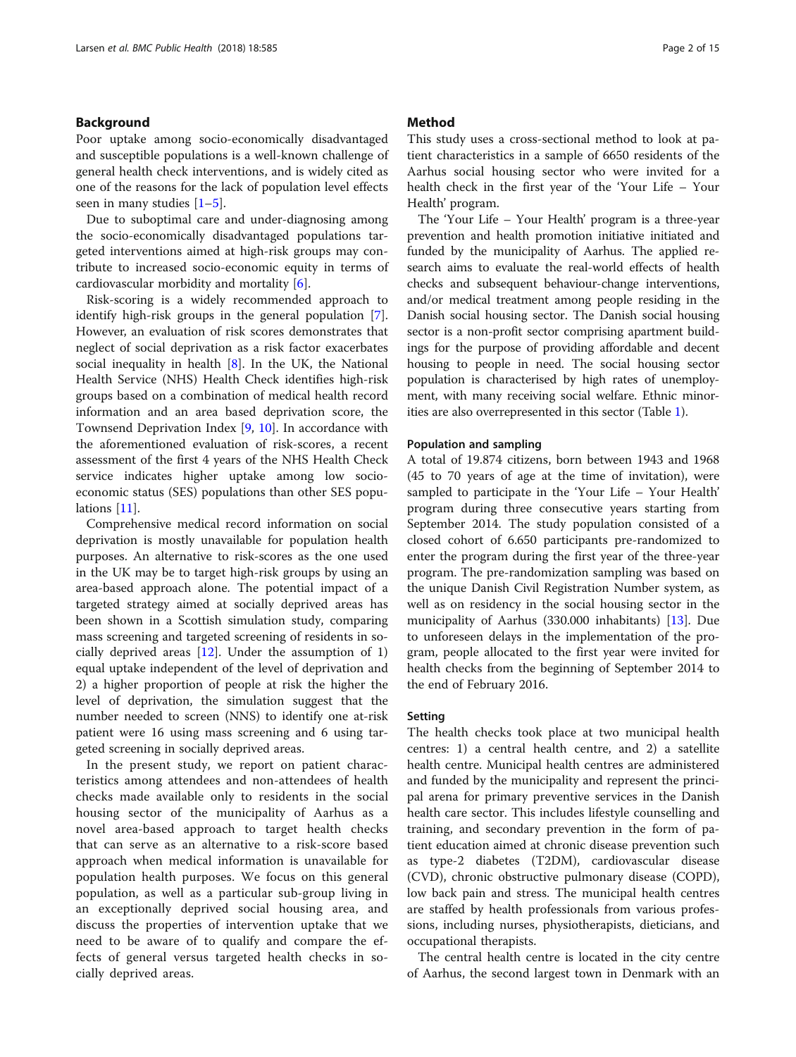## Background

Poor uptake among socio-economically disadvantaged and susceptible populations is a well-known challenge of general health check interventions, and is widely cited as one of the reasons for the lack of population level effects seen in many studies [1–5].

Due to suboptimal care and under-diagnosing among the socio-economically disadvantaged populations targeted interventions aimed at high-risk groups may contribute to increased socio-economic equity in terms of cardiovascular morbidity and mortality [6].

Risk-scoring is a widely recommended approach to identify high-risk groups in the general population [7]. However, an evaluation of risk scores demonstrates that neglect of social deprivation as a risk factor exacerbates social inequality in health [8]. In the UK, the National Health Service (NHS) Health Check identifies high-risk groups based on a combination of medical health record information and an area based deprivation score, the Townsend Deprivation Index [9, 10]. In accordance with the aforementioned evaluation of risk-scores, a recent assessment of the first 4 years of the NHS Health Check service indicates higher uptake among low socio-economic status (SES) populations than other SES populations [11].

Comprehensive medical record information on social deprivation is mostly unavailable for population health purposes. An alternative to risk-scores as the one used in the UK may be to target high-risk groups by using an area-based approach alone. The potential impact of a targeted strategy aimed at socially deprived areas has been shown in a Scottish simulation study, comparing mass screening and targeted screening of residents in socially deprived areas [12]. Under the assumption of 1) equal uptake independent of the level of deprivation and 2) a higher proportion of people at risk the higher the level of deprivation, the simulation suggest that the number needed to screen (NNS) to identify one at-risk patient were 16 using mass screening and 6 using targeted screening in socially deprived areas.

In the present study, we report on patient characteristics among attendees and non-attendees of health checks made available only to residents in the social housing sector of the municipality of Aarhus as a novel area-based approach to target health checks that can serve as an alternative to a risk-score based approach when medical information is unavailable for population health purposes. We focus on this general population, as well as a particular sub-group living in an exceptionally deprived social housing area, and discuss the properties of intervention uptake that we need to be aware of to qualify and compare the effects of general versus targeted health checks in socially deprived areas.

## Method

This study uses a cross-sectional method to look at patient characteristics in a sample of 6650 residents of the Aarhus social housing sector who were invited for a health check in the first year of the 'Your Life – Your Health' program.

The 'Your Life – Your Health' program is a three-year prevention and health promotion initiative initiated and funded by the municipality of Aarhus. The applied research aims to evaluate the real-world effects of health checks and subsequent behaviour-change interventions, and/or medical treatment among people residing in the Danish social housing sector. The Danish social housing sector is a non-profit sector comprising apartment buildings for the purpose of providing affordable and decent housing to people in need. The social housing sector population is characterised by high rates of unemployment, with many receiving social welfare. Ethnic minorities are also overrepresented in this sector (Table 1).

### Population and sampling

A total of 19.874 citizens, born between 1943 and 1968 (45 to 70 years of age at the time of invitation), were sampled to participate in the 'Your Life – Your Health' program during three consecutive years starting from September 2014. The study population consisted of a closed cohort of 6.650 participants pre-randomized to enter the program during the first year of the three-year program. The pre-randomization sampling was based on the unique Danish Civil Registration Number system, as well as on residency in the social housing sector in the municipality of Aarhus (330.000 inhabitants) [13]. Due to unforeseen delays in the implementation of the program, people allocated to the first year were invited for health checks from the beginning of September 2014 to the end of February 2016.

### Setting

The health checks took place at two municipal health centres: 1) a central health centre, and 2) a satellite health centre. Municipal health centres are administered and funded by the municipality and represent the principal arena for primary preventive services in the Danish health care sector. This includes lifestyle counselling and training, and secondary prevention in the form of patient education aimed at chronic disease prevention such as type-2 diabetes (T2DM), cardiovascular disease (CVD), chronic obstructive pulmonary disease (COPD), low back pain and stress. The municipal health centres are staffed by health professionals from various professions, including nurses, physiotherapists, dieticians, and occupational therapists.

The central health centre is located in the city centre of Aarhus, the second largest town in Denmark with an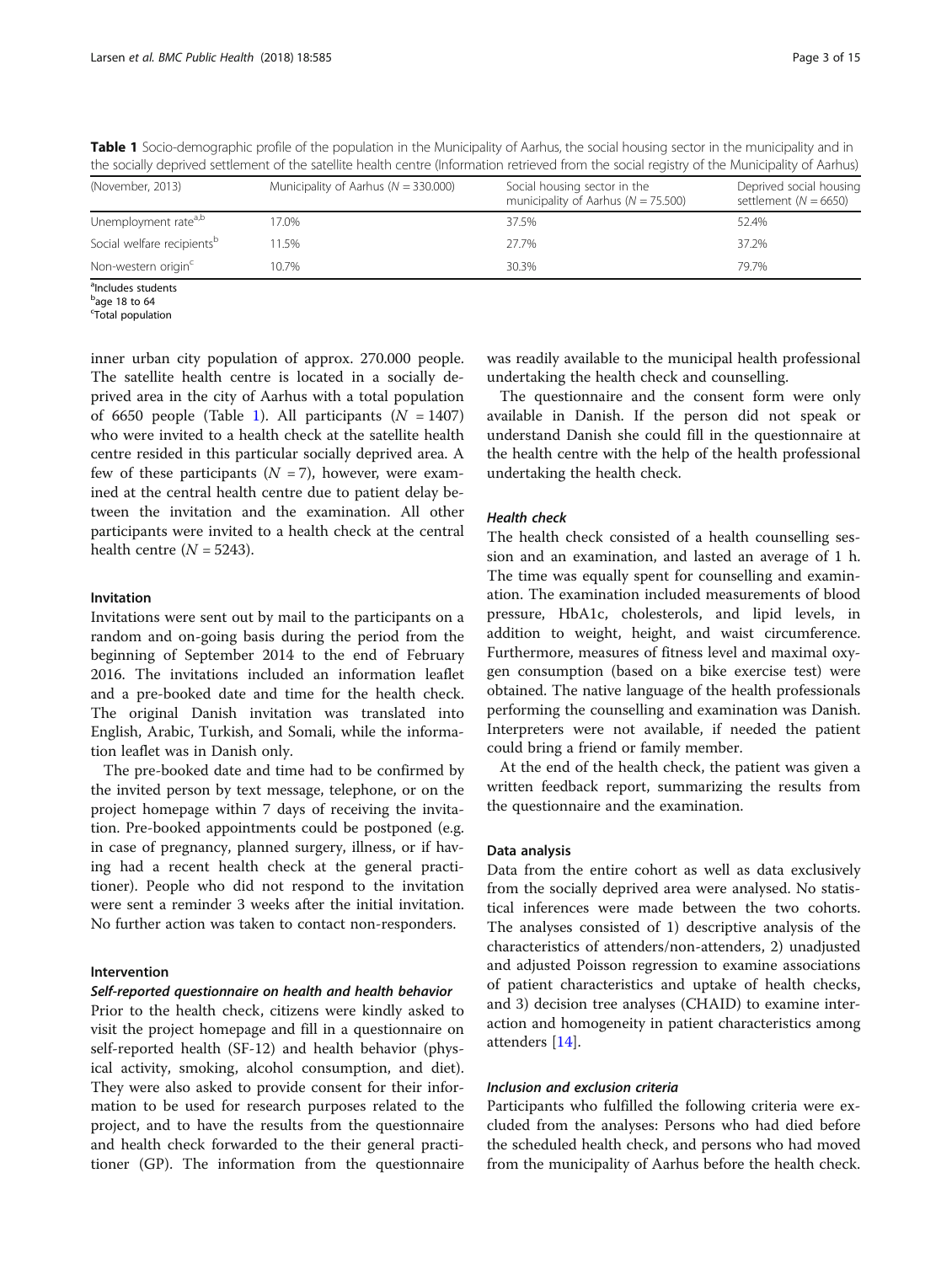**Table 1** Socio-demographic profile of the population in the Municipality of Aarhus, the social housing sector in the municipality and in the socially deprived settlement of the satellite health centre (Information retrieved from the social registry of the Municipality of Aarhus)

| (November, 2013) | Municipality of Aarhus ($N$ = 330.000) | Social housing sector in the municipality of Aarhus ($N$ = 75.500) | Deprived social housing settlement ($N$ = 6650) |
|---|---|---|---|
| Unemployment rate[a,b] | 17.0% | 37.5% | 52.4% |
| Social welfare recipients[b] | 11.5% | 27.7% | 37.2% |
| Non-western origin[c] | 10.7% | 30.3% | 79.7% |

[a]Includes students
[b]age 18 to 64
[c]Total population

inner urban city population of approx. 270.000 people. The satellite health centre is located in a socially deprived area in the city of Aarhus with a total population of 6650 people (Table 1). All participants ($N$ = 1407) who were invited to a health check at the satellite health centre resided in this particular socially deprived area. A few of these participants ($N$ = 7), however, were examined at the central health centre due to patient delay between the invitation and the examination. All other participants were invited to a health check at the central health centre ($N$ = 5243).

#### Invitation

Invitations were sent out by mail to the participants on a random and on-going basis during the period from the beginning of September 2014 to the end of February 2016. The invitations included an information leaflet and a pre-booked date and time for the health check. The original Danish invitation was translated into English, Arabic, Turkish, and Somali, while the information leaflet was in Danish only.

The pre-booked date and time had to be confirmed by the invited person by text message, telephone, or on the project homepage within 7 days of receiving the invitation. Pre-booked appointments could be postponed (e.g. in case of pregnancy, planned surgery, illness, or if having had a recent health check at the general practitioner). People who did not respond to the invitation were sent a reminder 3 weeks after the initial invitation. No further action was taken to contact non-responders.

#### Intervention

##### *Self-reported questionnaire on health and health behavior*

Prior to the health check, citizens were kindly asked to visit the project homepage and fill in a questionnaire on self-reported health (SF-12) and health behavior (physical activity, smoking, alcohol consumption, and diet). They were also asked to provide consent for their information to be used for research purposes related to the project, and to have the results from the questionnaire and health check forwarded to the their general practitioner (GP). The information from the questionnaire was readily available to the municipal health professional undertaking the health check and counselling.

The questionnaire and the consent form were only available in Danish. If the person did not speak or understand Danish she could fill in the questionnaire at the health centre with the help of the health professional undertaking the health check.

##### *Health check*

The health check consisted of a health counselling session and an examination, and lasted an average of 1 h. The time was equally spent for counselling and examination. The examination included measurements of blood pressure, HbA1c, cholesterols, and lipid levels, in addition to weight, height, and waist circumference. Furthermore, measures of fitness level and maximal oxygen consumption (based on a bike exercise test) were obtained. The native language of the health professionals performing the counselling and examination was Danish. Interpreters were not available, if needed the patient could bring a friend or family member.

At the end of the health check, the patient was given a written feedback report, summarizing the results from the questionnaire and the examination.

#### Data analysis

Data from the entire cohort as well as data exclusively from the socially deprived area were analysed. No statistical inferences were made between the two cohorts. The analyses consisted of 1) descriptive analysis of the characteristics of attenders/non-attenders, 2) unadjusted and adjusted Poisson regression to examine associations of patient characteristics and uptake of health checks, and 3) decision tree analyses (CHAID) to examine interaction and homogeneity in patient characteristics among attenders [14].

##### *Inclusion and exclusion criteria*

Participants who fulfilled the following criteria were excluded from the analyses: Persons who had died before the scheduled health check, and persons who had moved from the municipality of Aarhus before the health check.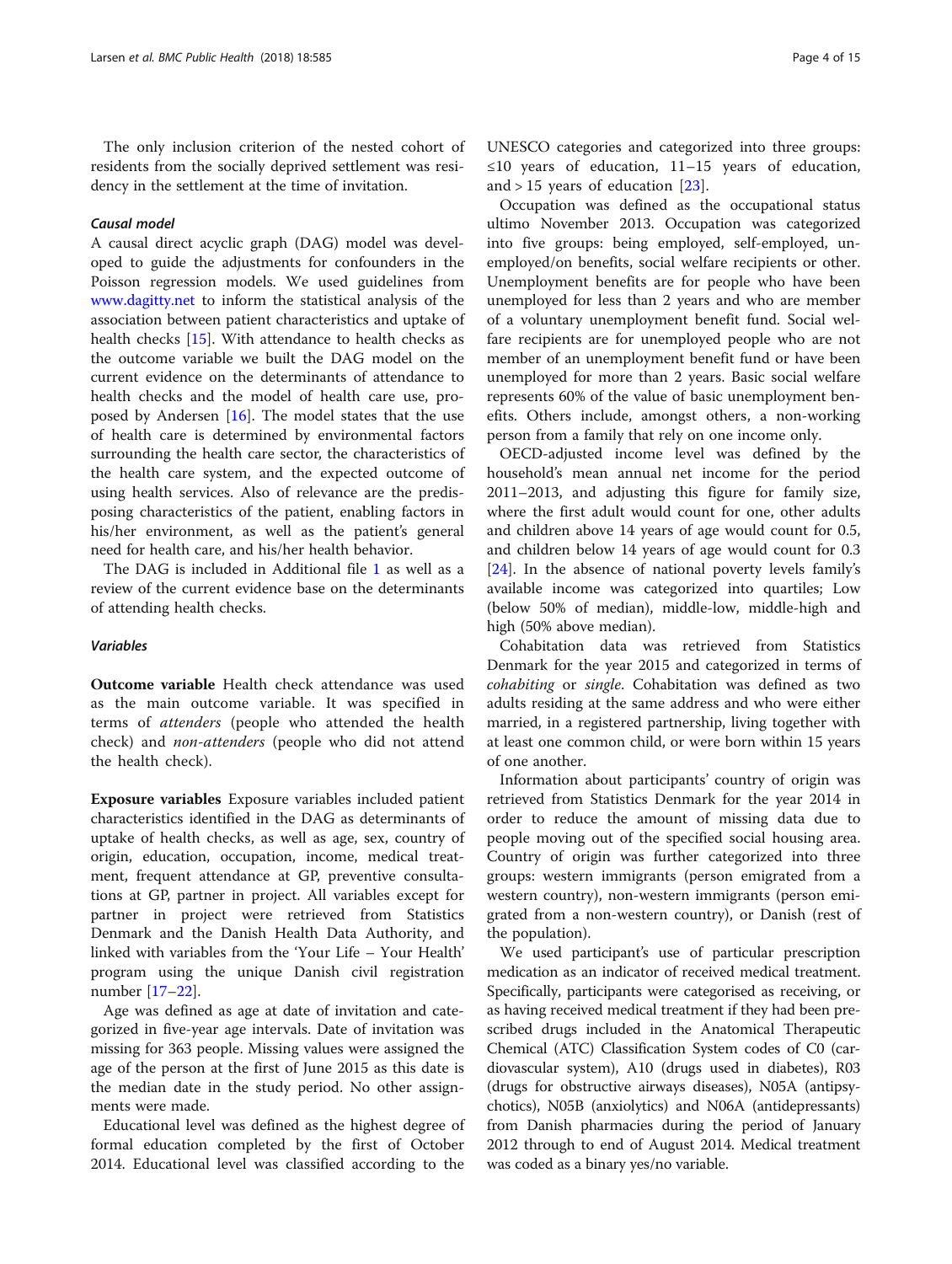The only inclusion criterion of the nested cohort of residents from the socially deprived settlement was residency in the settlement at the time of invitation.

#### *Causal model*

A causal direct acyclic graph (DAG) model was developed to guide the adjustments for confounders in the Poisson regression models. We used guidelines from www.dagitty.net to inform the statistical analysis of the association between patient characteristics and uptake of health checks [15]. With attendance to health checks as the outcome variable we built the DAG model on the current evidence on the determinants of attendance to health checks and the model of health care use, proposed by Andersen [16]. The model states that the use of health care is determined by environmental factors surrounding the health care sector, the characteristics of the health care system, and the expected outcome of using health services. Also of relevance are the predisposing characteristics of the patient, enabling factors in his/her environment, as well as the patient's general need for health care, and his/her health behavior.

The DAG is included in Additional file 1 as well as a review of the current evidence base on the determinants of attending health checks.

#### *Variables*

**Outcome variable** Health check attendance was used as the main outcome variable. It was specified in terms of *attenders* (people who attended the health check) and *non-attenders* (people who did not attend the health check).

**Exposure variables** Exposure variables included patient characteristics identified in the DAG as determinants of uptake of health checks, as well as age, sex, country of origin, education, occupation, income, medical treatment, frequent attendance at GP, preventive consultations at GP, partner in project. All variables except for partner in project were retrieved from Statistics Denmark and the Danish Health Data Authority, and linked with variables from the 'Your Life – Your Health' program using the unique Danish civil registration number [17–22].

Age was defined as age at date of invitation and categorized in five-year age intervals. Date of invitation was missing for 363 people. Missing values were assigned the age of the person at the first of June 2015 as this date is the median date in the study period. No other assignments were made.

Educational level was defined as the highest degree of formal education completed by the first of October 2014. Educational level was classified according to the UNESCO categories and categorized into three groups: ≤10 years of education, 11–15 years of education, and > 15 years of education [23].

Occupation was defined as the occupational status ultimo November 2013. Occupation was categorized into five groups: being employed, self-employed, unemployed/on benefits, social welfare recipients or other. Unemployment benefits are for people who have been unemployed for less than 2 years and who are member of a voluntary unemployment benefit fund. Social welfare recipients are for unemployed people who are not member of an unemployment benefit fund or have been unemployed for more than 2 years. Basic social welfare represents 60% of the value of basic unemployment benefits. Others include, amongst others, a non-working person from a family that rely on one income only.

OECD-adjusted income level was defined by the household's mean annual net income for the period 2011–2013, and adjusting this figure for family size, where the first adult would count for one, other adults and children above 14 years of age would count for 0.5, and children below 14 years of age would count for 0.3 [24]. In the absence of national poverty levels family's available income was categorized into quartiles; Low (below 50% of median), middle-low, middle-high and high (50% above median).

Cohabitation data was retrieved from Statistics Denmark for the year 2015 and categorized in terms of *cohabiting* or *single*. Cohabitation was defined as two adults residing at the same address and who were either married, in a registered partnership, living together with at least one common child, or were born within 15 years of one another.

Information about participants' country of origin was retrieved from Statistics Denmark for the year 2014 in order to reduce the amount of missing data due to people moving out of the specified social housing area. Country of origin was further categorized into three groups: western immigrants (person emigrated from a western country), non-western immigrants (person emigrated from a non-western country), or Danish (rest of the population).

We used participant's use of particular prescription medication as an indicator of received medical treatment. Specifically, participants were categorised as receiving, or as having received medical treatment if they had been prescribed drugs included in the Anatomical Therapeutic Chemical (ATC) Classification System codes of C0 (cardiovascular system), A10 (drugs used in diabetes), R03 (drugs for obstructive airways diseases), N05A (antipsychotics), N05B (anxiolytics) and N06A (antidepressants) from Danish pharmacies during the period of January 2012 through to end of August 2014. Medical treatment was coded as a binary yes/no variable.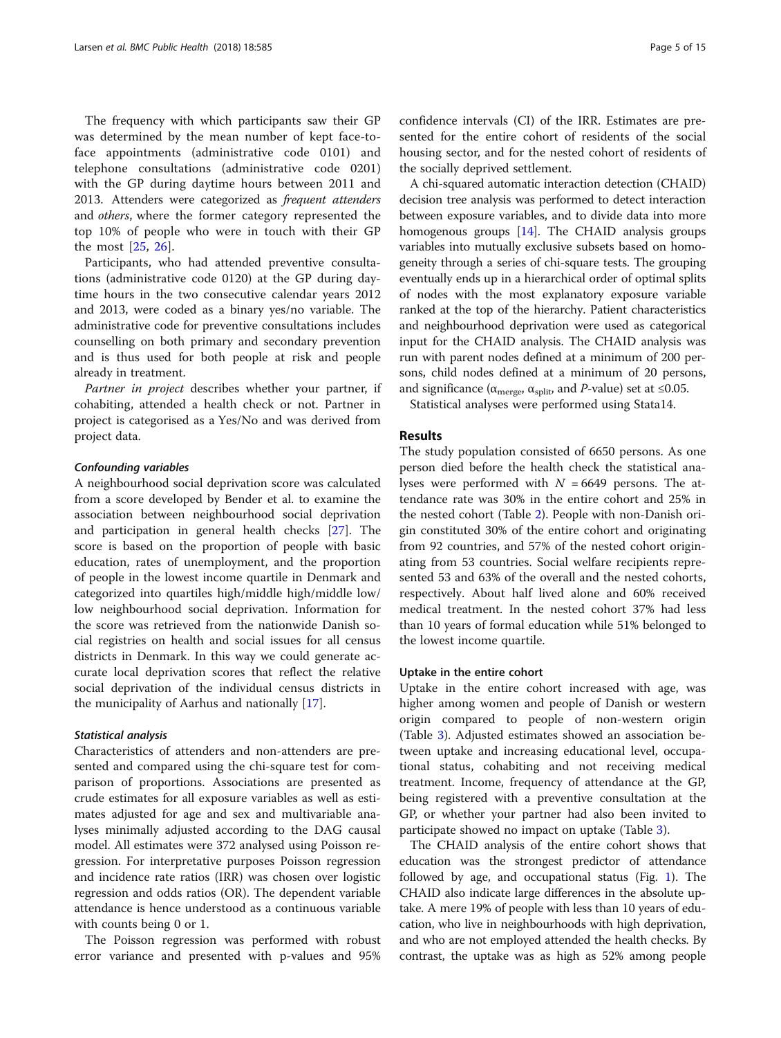The frequency with which participants saw their GP was determined by the mean number of kept face-to-face appointments (administrative code 0101) and telephone consultations (administrative code 0201) with the GP during daytime hours between 2011 and 2013. Attenders were categorized as *frequent attenders* and *others*, where the former category represented the top 10% of people who were in touch with their GP the most [25, 26].

Participants, who had attended preventive consultations (administrative code 0120) at the GP during daytime hours in the two consecutive calendar years 2012 and 2013, were coded as a binary yes/no variable. The administrative code for preventive consultations includes counselling on both primary and secondary prevention and is thus used for both people at risk and people already in treatment.

*Partner in project* describes whether your partner, if cohabiting, attended a health check or not. Partner in project is categorised as a Yes/No and was derived from project data.

#### Confounding variables

A neighbourhood social deprivation score was calculated from a score developed by Bender et al. to examine the association between neighbourhood social deprivation and participation in general health checks [27]. The score is based on the proportion of people with basic education, rates of unemployment, and the proportion of people in the lowest income quartile in Denmark and categorized into quartiles high/middle high/middle low/low neighbourhood social deprivation. Information for the score was retrieved from the nationwide Danish social registries on health and social issues for all census districts in Denmark. In this way we could generate accurate local deprivation scores that reflect the relative social deprivation of the individual census districts in the municipality of Aarhus and nationally [17].

#### Statistical analysis

Characteristics of attenders and non-attenders are presented and compared using the chi-square test for comparison of proportions. Associations are presented as crude estimates for all exposure variables as well as estimates adjusted for age and sex and multivariable analyses minimally adjusted according to the DAG causal model. All estimates were 372 analysed using Poisson regression. For interpretative purposes Poisson regression and incidence rate ratios (IRR) was chosen over logistic regression and odds ratios (OR). The dependent variable attendance is hence understood as a continuous variable with counts being 0 or 1.

The Poisson regression was performed with robust error variance and presented with p-values and 95% confidence intervals (CI) of the IRR. Estimates are presented for the entire cohort of residents of the social housing sector, and for the nested cohort of residents of the socially deprived settlement.

A chi-squared automatic interaction detection (CHAID) decision tree analysis was performed to detect interaction between exposure variables, and to divide data into more homogenous groups [14]. The CHAID analysis groups variables into mutually exclusive subsets based on homogeneity through a series of chi-square tests. The grouping eventually ends up in a hierarchical order of optimal splits of nodes with the most explanatory exposure variable ranked at the top of the hierarchy. Patient characteristics and neighbourhood deprivation were used as categorical input for the CHAID analysis. The CHAID analysis was run with parent nodes defined at a minimum of 200 persons, child nodes defined at a minimum of 20 persons, and significance ($\alpha_{merge}$, $\alpha_{split}$, and *P*-value) set at ≤0.05.

Statistical analyses were performed using Stata14.

## Results

The study population consisted of 6650 persons. As one person died before the health check the statistical analyses were performed with $N = 6649$ persons. The attendance rate was 30% in the entire cohort and 25% in the nested cohort (Table 2). People with non-Danish origin constituted 30% of the entire cohort and originating from 92 countries, and 57% of the nested cohort originating from 53 countries. Social welfare recipients represented 53 and 63% of the overall and the nested cohorts, respectively. About half lived alone and 60% received medical treatment. In the nested cohort 37% had less than 10 years of formal education while 51% belonged to the lowest income quartile.

#### Uptake in the entire cohort

Uptake in the entire cohort increased with age, was higher among women and people of Danish or western origin compared to people of non-western origin (Table 3). Adjusted estimates showed an association between uptake and increasing educational level, occupational status, cohabiting and not receiving medical treatment. Income, frequency of attendance at the GP, being registered with a preventive consultation at the GP, or whether your partner had also been invited to participate showed no impact on uptake (Table 3).

The CHAID analysis of the entire cohort shows that education was the strongest predictor of attendance followed by age, and occupational status (Fig. 1). The CHAID also indicate large differences in the absolute uptake. A mere 19% of people with less than 10 years of education, who live in neighbourhoods with high deprivation, and who are not employed attended the health checks. By contrast, the uptake was as high as 52% among people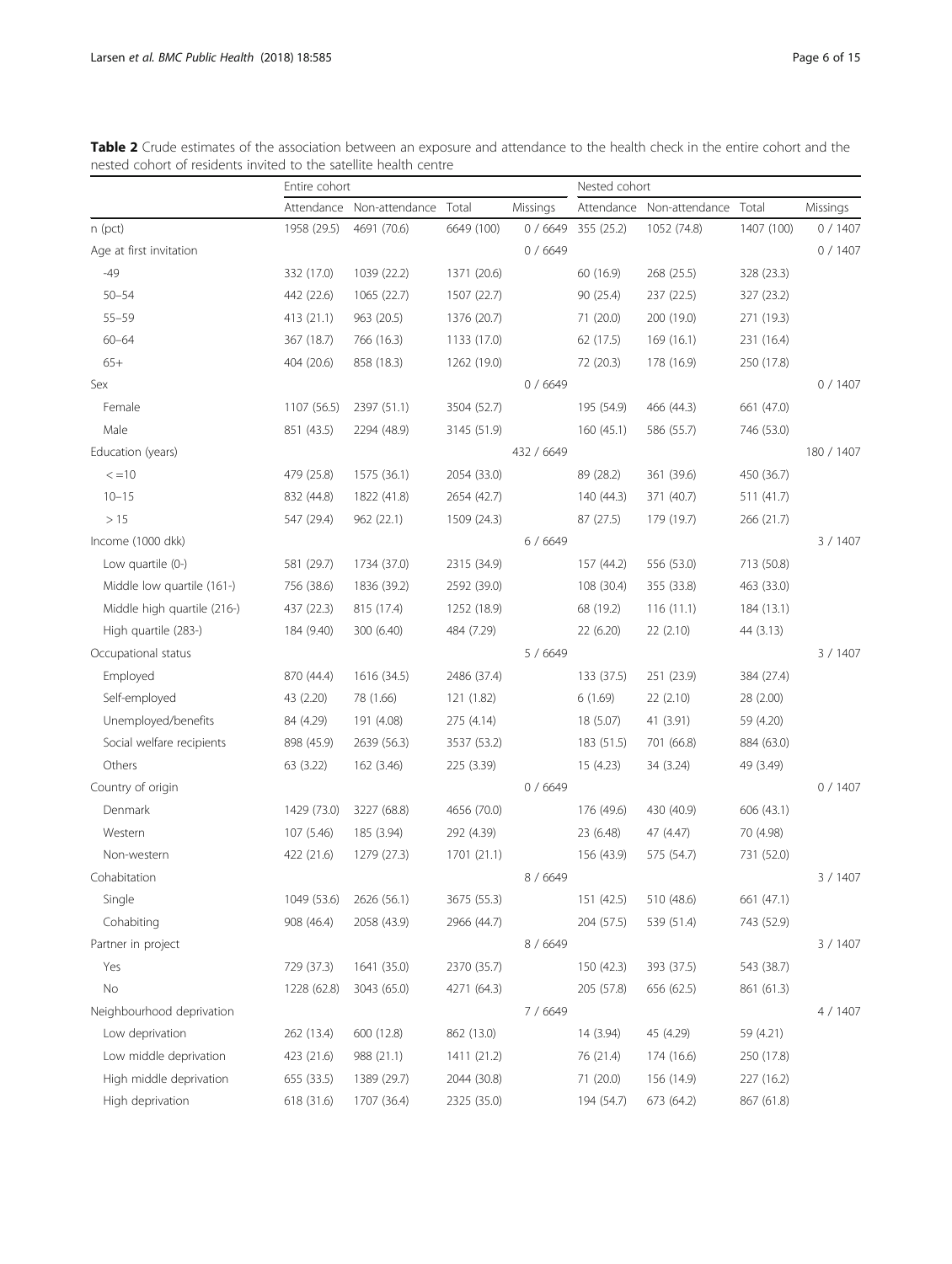**Table 2** Crude estimates of the association between an exposure and attendance to the health check in the entire cohort and the nested cohort of residents invited to the satellite health centre

| | Entire cohort | | | | Nested cohort | | | |
|---|---|---|---|---|---|---|---|---|
| | Attendance | Non-attendance | Total | Missings | Attendance | Non-attendance | Total | Missings |
| n (pct) | 1958 (29.5) | 4691 (70.6) | 6649 (100) | 0 / 6649 | 355 (25.2) | 1052 (74.8) | 1407 (100) | 0 / 1407 |
| Age at first invitation | | | | 0 / 6649 | | | | 0 / 1407 |
| -49 | 332 (17.0) | 1039 (22.2) | 1371 (20.6) | | 60 (16.9) | 268 (25.5) | 328 (23.3) | |
| 50–54 | 442 (22.6) | 1065 (22.7) | 1507 (22.7) | | 90 (25.4) | 237 (22.5) | 327 (23.2) | |
| 55–59 | 413 (21.1) | 963 (20.5) | 1376 (20.7) | | 71 (20.0) | 200 (19.0) | 271 (19.3) | |
| 60–64 | 367 (18.7) | 766 (16.3) | 1133 (17.0) | | 62 (17.5) | 169 (16.1) | 231 (16.4) | |
| 65+ | 404 (20.6) | 858 (18.3) | 1262 (19.0) | | 72 (20.3) | 178 (16.9) | 250 (17.8) | |
| Sex | | | | 0 / 6649 | | | | 0 / 1407 |
| Female | 1107 (56.5) | 2397 (51.1) | 3504 (52.7) | | 195 (54.9) | 466 (44.3) | 661 (47.0) | |
| Male | 851 (43.5) | 2294 (48.9) | 3145 (51.9) | | 160 (45.1) | 586 (55.7) | 746 (53.0) | |
| Education (years) | | | | 432 / 6649 | | | | 180 / 1407 |
| <=10 | 479 (25.8) | 1575 (36.1) | 2054 (33.0) | | 89 (28.2) | 361 (39.6) | 450 (36.7) | |
| 10–15 | 832 (44.8) | 1822 (41.8) | 2654 (42.7) | | 140 (44.3) | 371 (40.7) | 511 (41.7) | |
| > 15 | 547 (29.4) | 962 (22.1) | 1509 (24.3) | | 87 (27.5) | 179 (19.7) | 266 (21.7) | |
| Income (1000 dkk) | | | | 6 / 6649 | | | | 3 / 1407 |
| Low quartile (0-) | 581 (29.7) | 1734 (37.0) | 2315 (34.9) | | 157 (44.2) | 556 (53.0) | 713 (50.8) | |
| Middle low quartile (161-) | 756 (38.6) | 1836 (39.2) | 2592 (39.0) | | 108 (30.4) | 355 (33.8) | 463 (33.0) | |
| Middle high quartile (216-) | 437 (22.3) | 815 (17.4) | 1252 (18.9) | | 68 (19.2) | 116 (11.1) | 184 (13.1) | |
| High quartile (283-) | 184 (9.40) | 300 (6.40) | 484 (7.29) | | 22 (6.20) | 22 (2.10) | 44 (3.13) | |
| Occupational status | | | | 5 / 6649 | | | | 3 / 1407 |
| Employed | 870 (44.4) | 1616 (34.5) | 2486 (37.4) | | 133 (37.5) | 251 (23.9) | 384 (27.4) | |
| Self-employed | 43 (2.20) | 78 (1.66) | 121 (1.82) | | 6 (1.69) | 22 (2.10) | 28 (2.00) | |
| Unemployed/benefits | 84 (4.29) | 191 (4.08) | 275 (4.14) | | 18 (5.07) | 41 (3.91) | 59 (4.20) | |
| Social welfare recipients | 898 (45.9) | 2639 (56.3) | 3537 (53.2) | | 183 (51.5) | 701 (66.8) | 884 (63.0) | |
| Others | 63 (3.22) | 162 (3.46) | 225 (3.39) | | 15 (4.23) | 34 (3.24) | 49 (3.49) | |
| Country of origin | | | | 0 / 6649 | | | | 0 / 1407 |
| Denmark | 1429 (73.0) | 3227 (68.8) | 4656 (70.0) | | 176 (49.6) | 430 (40.9) | 606 (43.1) | |
| Western | 107 (5.46) | 185 (3.94) | 292 (4.39) | | 23 (6.48) | 47 (4.47) | 70 (4.98) | |
| Non-western | 422 (21.6) | 1279 (27.3) | 1701 (21.1) | | 156 (43.9) | 575 (54.7) | 731 (52.0) | |
| Cohabitation | | | | 8 / 6649 | | | | 3 / 1407 |
| Single | 1049 (53.6) | 2626 (56.1) | 3675 (55.3) | | 151 (42.5) | 510 (48.6) | 661 (47.1) | |
| Cohabiting | 908 (46.4) | 2058 (43.9) | 2966 (44.7) | | 204 (57.5) | 539 (51.4) | 743 (52.9) | |
| Partner in project | | | | 8 / 6649 | | | | 3 / 1407 |
| Yes | 729 (37.3) | 1641 (35.0) | 2370 (35.7) | | 150 (42.3) | 393 (37.5) | 543 (38.7) | |
| No | 1228 (62.8) | 3043 (65.0) | 4271 (64.3) | | 205 (57.8) | 656 (62.5) | 861 (61.3) | |
| Neighbourhood deprivation | | | | 7 / 6649 | | | | 4 / 1407 |
| Low deprivation | 262 (13.4) | 600 (12.8) | 862 (13.0) | | 14 (3.94) | 45 (4.29) | 59 (4.21) | |
| Low middle deprivation | 423 (21.6) | 988 (21.1) | 1411 (21.2) | | 76 (21.4) | 174 (16.6) | 250 (17.8) | |
| High middle deprivation | 655 (33.5) | 1389 (29.7) | 2044 (30.8) | | 71 (20.0) | 156 (14.9) | 227 (16.2) | |
| High deprivation | 618 (31.6) | 1707 (36.4) | 2325 (35.0) | | 194 (54.7) | 673 (64.2) | 867 (61.8) | |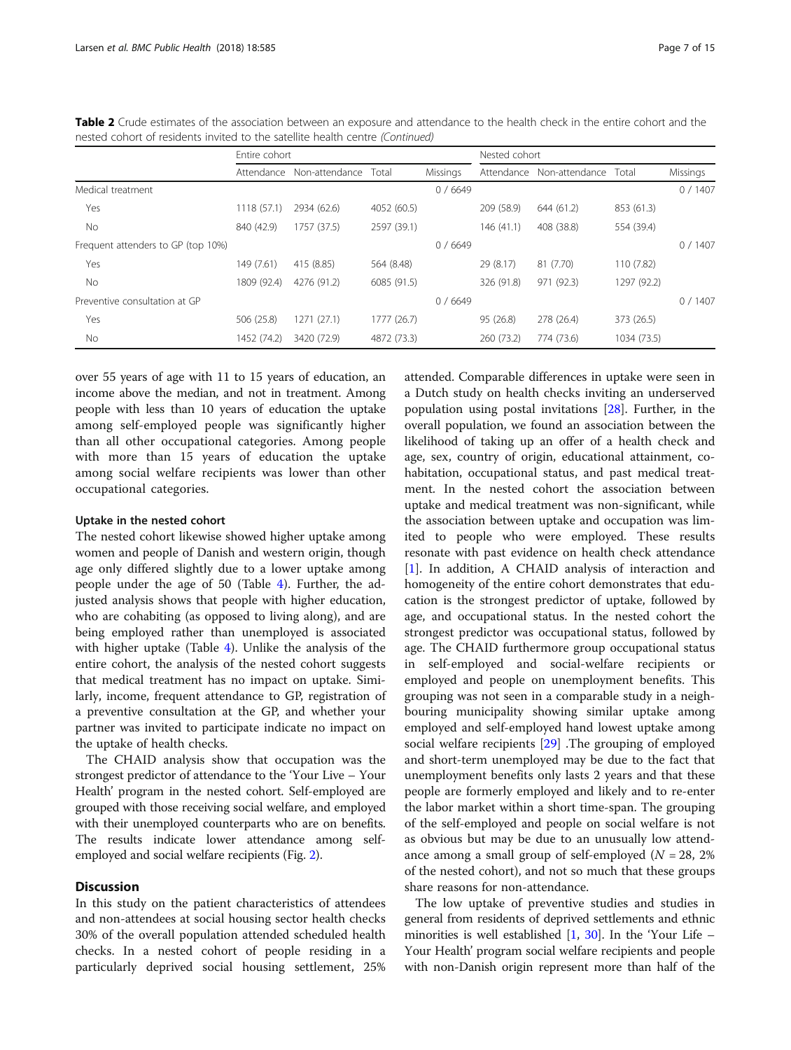**Table 2** Crude estimates of the association between an exposure and attendance to the health check in the entire cohort and the nested cohort of residents invited to the satellite health centre *(Continued)*

| | Entire cohort | | | | Nested cohort | | | |
|---|---|---|---|---|---|---|---|---|
| | Attendance | Non-attendance | Total | Missings | Attendance | Non-attendance | Total | Missings |
| Medical treatment | | | | 0 / 6649 | | | | 0 / 1407 |
| Yes | 1118 (57.1) | 2934 (62.6) | 4052 (60.5) | | 209 (58.9) | 644 (61.2) | 853 (61.3) | |
| No | 840 (42.9) | 1757 (37.5) | 2597 (39.1) | | 146 (41.1) | 408 (38.8) | 554 (39.4) | |
| Frequent attenders to GP (top 10%) | | | | 0 / 6649 | | | | 0 / 1407 |
| Yes | 149 (7.61) | 415 (8.85) | 564 (8.48) | | 29 (8.17) | 81 (7.70) | 110 (7.82) | |
| No | 1809 (92.4) | 4276 (91.2) | 6085 (91.5) | | 326 (91.8) | 971 (92.3) | 1297 (92.2) | |
| Preventive consultation at GP | | | | 0 / 6649 | | | | 0 / 1407 |
| Yes | 506 (25.8) | 1271 (27.1) | 1777 (26.7) | | 95 (26.8) | 278 (26.4) | 373 (26.5) | |
| No | 1452 (74.2) | 3420 (72.9) | 4872 (73.3) | | 260 (73.2) | 774 (73.6) | 1034 (73.5) | |

over 55 years of age with 11 to 15 years of education, an income above the median, and not in treatment. Among people with less than 10 years of education the uptake among self-employed people was significantly higher than all other occupational categories. Among people with more than 15 years of education the uptake among social welfare recipients was lower than other occupational categories.

#### Uptake in the nested cohort

The nested cohort likewise showed higher uptake among women and people of Danish and western origin, though age only differed slightly due to a lower uptake among people under the age of 50 (Table 4). Further, the adjusted analysis shows that people with higher education, who are cohabiting (as opposed to living along), and are being employed rather than unemployed is associated with higher uptake (Table 4). Unlike the analysis of the entire cohort, the analysis of the nested cohort suggests that medical treatment has no impact on uptake. Similarly, income, frequent attendance to GP, registration of a preventive consultation at the GP, and whether your partner was invited to participate indicate no impact on the uptake of health checks.

The CHAID analysis show that occupation was the strongest predictor of attendance to the 'Your Live – Your Health' program in the nested cohort. Self-employed are grouped with those receiving social welfare, and employed with their unemployed counterparts who are on benefits. The results indicate lower attendance among self-employed and social welfare recipients (Fig. 2).

## Discussion

In this study on the patient characteristics of attendees and non-attendees at social housing sector health checks 30% of the overall population attended scheduled health checks. In a nested cohort of people residing in a particularly deprived social housing settlement, 25% attended. Comparable differences in uptake were seen in a Dutch study on health checks inviting an underserved population using postal invitations [28]. Further, in the overall population, we found an association between the likelihood of taking up an offer of a health check and age, sex, country of origin, educational attainment, cohabitation, occupational status, and past medical treatment. In the nested cohort the association between uptake and medical treatment was non-significant, while the association between uptake and occupation was limited to people who were employed. These results resonate with past evidence on health check attendance [1]. In addition, A CHAID analysis of interaction and homogeneity of the entire cohort demonstrates that education is the strongest predictor of uptake, followed by age, and occupational status. In the nested cohort the strongest predictor was occupational status, followed by age. The CHAID furthermore group occupational status in self-employed and social-welfare recipients or employed and people on unemployment benefits. This grouping was not seen in a comparable study in a neighbouring municipality showing similar uptake among employed and self-employed hand lowest uptake among social welfare recipients [29] .The grouping of employed and short-term unemployed may be due to the fact that unemployment benefits only lasts 2 years and that these people are formerly employed and likely and to re-enter the labor market within a short time-span. The grouping of the self-employed and people on social welfare is not as obvious but may be due to an unusually low attendance among a small group of self-employed ($N = 28$, 2% of the nested cohort), and not so much that these groups share reasons for non-attendance.

The low uptake of preventive studies and studies in general from residents of deprived settlements and ethnic minorities is well established [1, 30]. In the 'Your Life – Your Health' program social welfare recipients and people with non-Danish origin represent more than half of the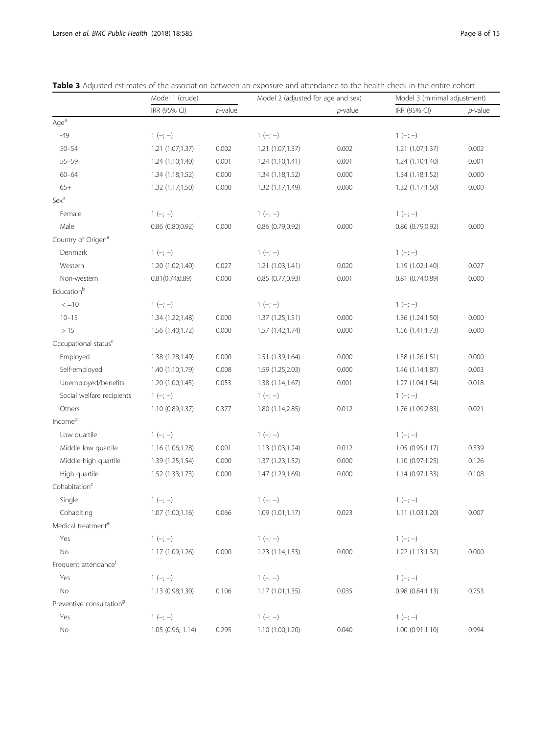**Table 3** Adjusted estimates of the association between an exposure and attendance to the health check in the entire cohort

| | Model 1 (crude) | | Model 2 (adjusted for age and sex) | | Model 3 (minimal adjustment) | |
|---|---|---|---|---|---|---|
| | IRR (95% CI) | *p*-value | | *p*-value | IRR (95% CI) | *p*-value |
| Age[a] | | | | | | |
| -49 | 1 (−; −) | | 1 (−; −) | | 1 (−; −) | |
| 50–54 | 1.21 (1.07;1.37) | 0.002 | 1.21 (1.07;1.37) | 0.002 | 1.21 (1.07;1.37) | 0.002 |
| 55–59 | 1.24 (1.10;1.40) | 0.001 | 1.24 (1.10;1.41) | 0.001 | 1.24 (1.10;1.40) | 0.001 |
| 60–64 | 1.34 (1.18;1.52) | 0.000 | 1.34 (1.18;1.52) | 0.000 | 1.34 (1.18;1.52) | 0.000 |
| 65+ | 1.32 (1.17;1.50) | 0.000 | 1.32 (1.17;1.49) | 0.000 | 1.32 (1.17;1.50) | 0.000 |
| Sex[a] | | | | | | |
| Female | 1 (−; −) | | 1 (−; −) | | 1 (−; −) | |
| Male | 0.86 (0.80;0.92) | 0.000 | 0.86 (0.79;0.92) | 0.000 | 0.86 (0.79;0.92) | 0.000 |
| Country of Origen[a] | | | | | | |
| Denmark | 1 (−; −) | | 1 (−; −) | | 1 (−; −) | |
| Western | 1.20 (1.02;1.40) | 0.027 | 1.21 (1.03;1.41) | 0.020 | 1.19 (1.02;1.40) | 0.027 |
| Non-western | 0.81(0.74;0.89) | 0.000 | 0.85 (0.77;0.93) | 0.001 | 0.81 (0.74;0.89) | 0.000 |
| Education[b] | | | | | | |
| < =10 | 1 (−; −) | | 1 (−; −) | | 1 (−; −) | |
| 10–15 | 1.34 (1.22;1.48) | 0.000 | 1.37 (1.25;1.51) | 0.000 | 1.36 (1.24;1.50) | 0.000 |
| > 15 | 1.56 (1.40;1.72) | 0.000 | 1.57 (1.42;1.74) | 0.000 | 1.56 (1.41;1.73) | 0.000 |
| Occupational status[c] | | | | | | |
| Employed | 1.38 (1.28;1.49) | 0.000 | 1.51 (1.39;1.64) | 0.000 | 1.38 (1.26;1.51) | 0.000 |
| Self-employed | 1.40 (1.10;1.79) | 0.008 | 1.59 (1.25;2.03) | 0.000 | 1.46 (1.14;1.87) | 0.003 |
| Unemployed/benefits | 1.20 (1.00;1.45) | 0.053 | 1.38 (1.14;1.67) | 0.001 | 1.27 (1.04;1.54) | 0.018 |
| Social welfare recipients | 1 (−; −) | | 1 (−; −) | | 1 (−; −) | |
| Others | 1.10 (0.89;1.37) | 0.377 | 1.80 (1.14;2.85) | 0.012 | 1.76 (1.09;2.83) | 0.021 |
| Income[d] | | | | | | |
| Low quartile | 1 (−; −) | | 1 (−; −) | | 1 (−; −) | |
| Middle low quartile | 1.16 (1.06;1.28) | 0.001 | 1.13 (1.03;1.24) | 0.012 | 1.05 (0.95;1.17) | 0.339 |
| Middle high quartile | 1.39 (1.25;1.54) | 0.000 | 1.37 (1.23;1.52) | 0.000 | 1.10 (0.97;1.25) | 0.126 |
| High quartile | 1.52 (1.33;1.73) | 0.000 | 1.47 (1.29;1.69) | 0.000 | 1.14 (0.97;1.33) | 0.108 |
| Cohabitation[c] | | | | | | |
| Single | 1 (−; −) | | 1 (−; −) | | 1 (−; −) | |
| Cohabiting | 1.07 (1.00;1.16) | 0.066 | 1.09 (1.01;1.17) | 0.023 | 1.11 (1.03;1.20) | 0.007 |
| Medical treatment[e] | | | | | | |
| Yes | 1 (−; −) | | 1 (−; −) | | 1 (−; −) | |
| No | 1.17 (1.09;1.26) | 0.000 | 1.23 (1.14;1.33) | 0.000 | 1.22 (1.13;1.32) | 0.000 |
| Frequent attendance[f] | | | | | | |
| Yes | 1 (−; −) | | 1 (−; −) | | 1 (−; −) | |
| No | 1.13 (0.98;1.30) | 0.106 | 1.17 (1.01;1.35) | 0.035 | 0.98 (0.84;1.13) | 0.753 |
| Preventive consultation[g] | | | | | | |
| Yes | 1 (−; −) | | 1 (−; −) | | 1 (−; −) | |
| No | 1.05 (0.96; 1.14) | 0.295 | 1.10 (1.00;1.20) | 0.040 | 1.00 (0.91;1.10) | 0.994 |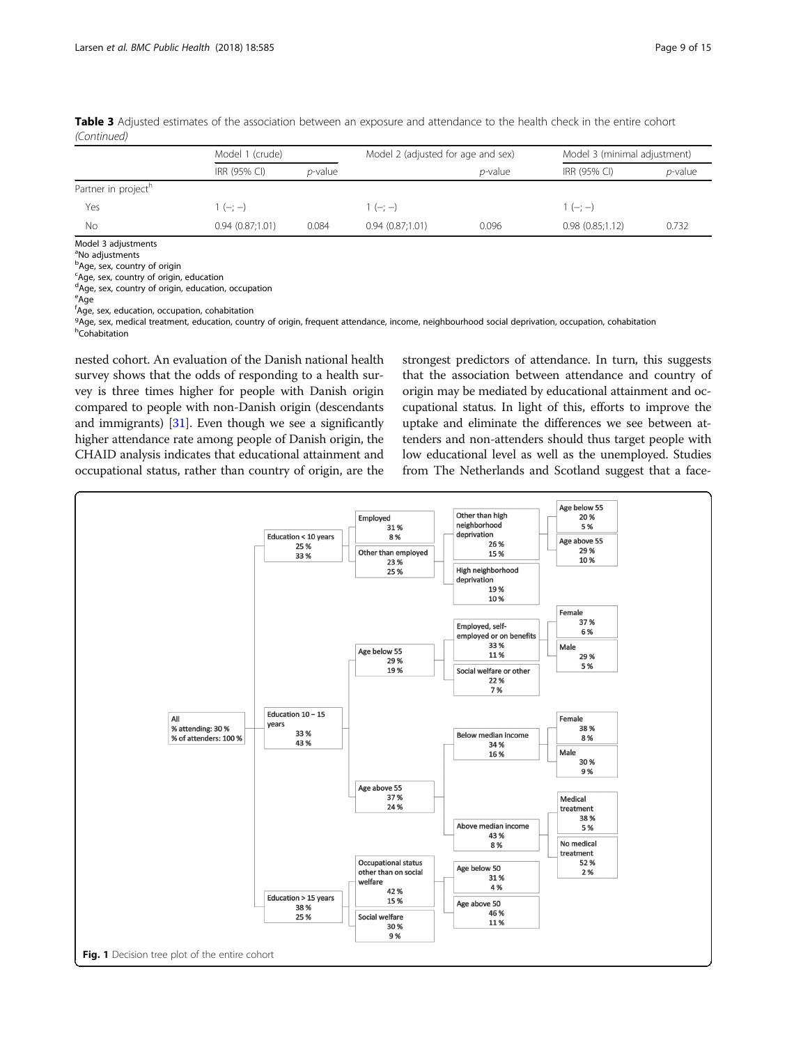**Table 3** Adjusted estimates of the association between an exposure and attendance to the health check in the entire cohort *(Continued)*

| | Model 1 (crude) | | Model 2 (adjusted for age and sex) | | Model 3 (minimal adjustment) | |
|---|---|---|---|---|---|---|
| | IRR (95% CI) | *p*-value | | *p*-value | IRR (95% CI) | *p*-value |
| Partner in project[h] | | | | | | |
| Yes | 1 (−; −) | | 1 (−; −) | | 1 (−; −) | |
| No | 0.94 (0.87;1.01) | 0.084 | 0.94 (0.87;1.01) | 0.096 | 0.98 (0.85;1.12) | 0.732 |

Model 3 adjustments
[a]No adjustments
[b]Age, sex, country of origin
[c]Age, sex, country of origin, education
[d]Age, sex, country of origin, education, occupation
[e]Age
[f]Age, sex, education, occupation, cohabitation
[g]Age, sex, medical treatment, education, country of origin, frequent attendance, income, neighbourhood social deprivation, occupation, cohabitation
[h]Cohabitation

nested cohort. An evaluation of the Danish national health survey shows that the odds of responding to a health survey is three times higher for people with Danish origin compared to people with non-Danish origin (descendants and immigrants) [31]. Even though we see a significantly higher attendance rate among people of Danish origin, the CHAID analysis indicates that educational attainment and occupational status, rather than country of origin, are the strongest predictors of attendance. In turn, this suggests that the association between attendance and country of origin may be mediated by educational attainment and occupational status. In light of this, efforts to improve the uptake and eliminate the differences we see between attenders and non-attenders should thus target people with low educational level as well as the unemployed. Studies from The Netherlands and Scotland suggest that a face-

- All — % attending: 30 %; % of attenders: 100 %
  - Education < 10 years — 25 %, 33 %
    - Employed — 31 %, 8 %
    - Other than employed — 23 %, 25 %
      - Other than high neighborhood deprivation — 26 %, 15 %
        - Age below 55 — 20 %, 5 %
        - Age above 55 — 29 %, 10 %
      - High neighborhood deprivation — 19 %, 10 %
  - Education 10 – 15 years — 33 %, 43 %
    - Age below 55 — 29 %, 19 %
      - Employed, self-employed or on benefits — 33 %, 11 %
        - Female — 37 %, 6 %
        - Male — 29 %, 5 %
      - Social welfare or other — 22 %, 7 %
    - Age above 55 — 37 %, 24 %
      - Below median income — 34 %, 16 %
        - Female — 38 %, 8 %
        - Male — 30 %, 9 %
      - Above median income — 43 %, 8 %
        - Medical treatment — 38 %, 5 %
        - No medical treatment — 52 %, 2 %
  - Education > 15 years — 38 %, 25 %
    - Occupational status other than on social welfare — 42 %, 15 %
      - Age below 50 — 31 %, 4 %
      - Age above 50 — 46 %, 11 %
    - Social welfare — 30 %, 9 %

**Fig. 1** Decision tree plot of the entire cohort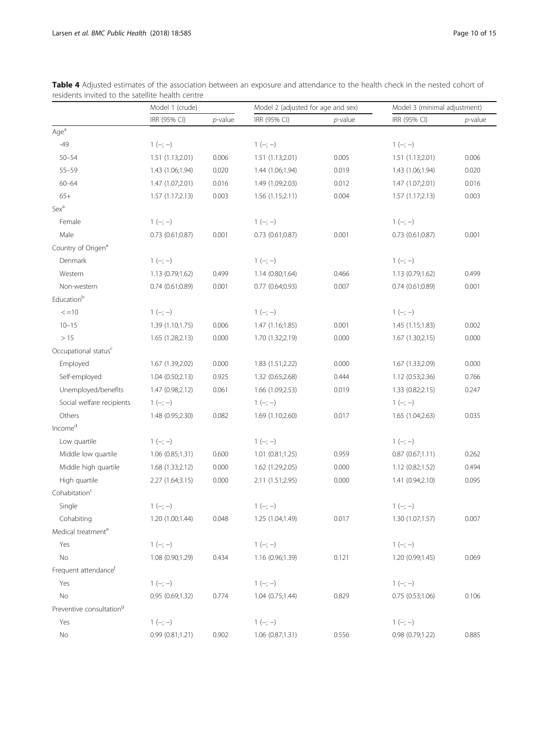**Table 4** Adjusted estimates of the association between an exposure and attendance to the health check in the nested cohort of residents invited to the satellite health centre

| | Model 1 (crude) | | Model 2 (adjusted for age and sex) | | Model 3 (minimal adjustment) | |
|---|---|---|---|---|---|---|
| | IRR (95% CI) | *p*-value | IRR (95% CI) | *p*-value | IRR (95% CI) | *p*-value |
| Age[a] | | | | | | |
| -49 | 1 (−; −) | | 1 (−; −) | | 1 (−; −) | |
| 50–54 | 1.51 (1.13;2.01) | 0.006 | 1.51 (1.13;2.01) | 0.005 | 1.51 (1.13;2.01) | 0.006 |
| 55–59 | 1.43 (1.06;1.94) | 0.020 | 1.44 (1.06;1.94) | 0.019 | 1.43 (1.06;1.94) | 0.020 |
| 60–64 | 1.47 (1.07;2.01) | 0.016 | 1.49 (1.09;2.03) | 0.012 | 1.47 (1.07;2.01) | 0.016 |
| 65+ | 1.57 (1.17;2.13) | 0.003 | 1.56 (1.15;2.11) | 0.004 | 1.57 (1.17;2.13) | 0.003 |
| Sex[a] | | | | | | |
| Female | 1 (−; −) | | 1 (−; −) | | 1 (−; −) | |
| Male | 0.73 (0.61;0.87) | 0.001 | 0.73 (0.61;0.87) | 0.001 | 0.73 (0.61;0.87) | 0.001 |
| Country of Origen[a] | | | | | | |
| Denmark | 1 (−; −) | | 1 (−; −) | | 1 (−; −) | |
| Western | 1.13 (0.79;1.62) | 0.499 | 1.14 (0.80;1.64) | 0.466 | 1.13 (0.79;1.62) | 0.499 |
| Non-western | 0.74 (0.61;0.89) | 0.001 | 0.77 (0.64;0.93) | 0.007 | 0.74 (0.61;0.89) | 0.001 |
| Education[b] | | | | | | |
| < =10 | 1 (−; −) | | 1 (−; −) | | 1 (−; −) | |
| 10–15 | 1.39 (1.10;1.75) | 0.006 | 1.47 (1.16;1.85) | 0.001 | 1.45 (1.15;1.83) | 0.002 |
| > 15 | 1.65 (1.28;2.13) | 0.000 | 1.70 (1.32;2.19) | 0.000 | 1.67 (1.30;2.15) | 0.000 |
| Occupational status[c] | | | | | | |
| Employed | 1.67 (1.39;2.02) | 0.000 | 1.83 (1.51;2.22) | 0.000 | 1.67 (1.33;2.09) | 0.000 |
| Self-employed | 1.04 (0.50;2.13) | 0.925 | 1.32 (0.65;2.68) | 0.444 | 1.12 (0.53;2.36) | 0.766 |
| Unemployed/benefits | 1.47 (0.98;2.12) | 0.061 | 1.66 (1.09;2.53) | 0.019 | 1.33 (0.82;2.15) | 0.247 |
| Social welfare recipients | 1 (−; −) | | 1 (−; −) | | 1 (−; −) | |
| Others | 1.48 (0.95;2.30) | 0.082 | 1.69 (1.10;2.60) | 0.017 | 1.65 (1.04;2.63) | 0.035 |
| Income[d] | | | | | | |
| Low quartile | 1 (−; −) | | 1 (−; −) | | 1 (−; −) | |
| Middle low quartile | 1.06 (0.85;1.31) | 0.600 | 1.01 (0.81;1.25) | 0.959 | 0.87 (0.67;1.11) | 0.262 |
| Middle high quartile | 1.68 (1.33;2.12) | 0.000 | 1.62 (1.29;2.05) | 0.000 | 1.12 (0.82;1.52) | 0.494 |
| High quartile | 2.27 (1.64;3.15) | 0.000 | 2.11 (1.51;2.95) | 0.000 | 1.41 (0.94;2.10) | 0.095 |
| Cohabitation[c] | | | | | | |
| Single | 1 (−; −) | | 1 (−; −) | | 1 (−; −) | |
| Cohabiting | 1.20 (1.00;1.44) | 0.048 | 1.25 (1.04;1.49) | 0.017 | 1.30 (1.07;1.57) | 0.007 |
| Medical treatment[e] | | | | | | |
| Yes | 1 (−; −) | | 1 (−; −) | | 1 (−; −) | |
| No | 1.08 (0.90;1.29) | 0.434 | 1.16 (0.96;1.39) | 0.121 | 1.20 (0.99;1.45) | 0.069 |
| Frequent attendance[f] | | | | | | |
| Yes | 1 (−; −) | | 1 (−; −) | | 1 (−; −) | |
| No | 0.95 (0.69;1.32) | 0.774 | 1.04 (0.75;1.44) | 0.829 | 0.75 (0.53;1.06) | 0.106 |
| Preventive consultation[g] | | | | | | |
| Yes | 1 (−; −) | | 1 (−; −) | | 1 (−; −) | |
| No | 0.99 (0.81;1.21) | 0.902 | 1.06 (0.87;1.31) | 0.556 | 0.98 (0.79;1.22) | 0.885 |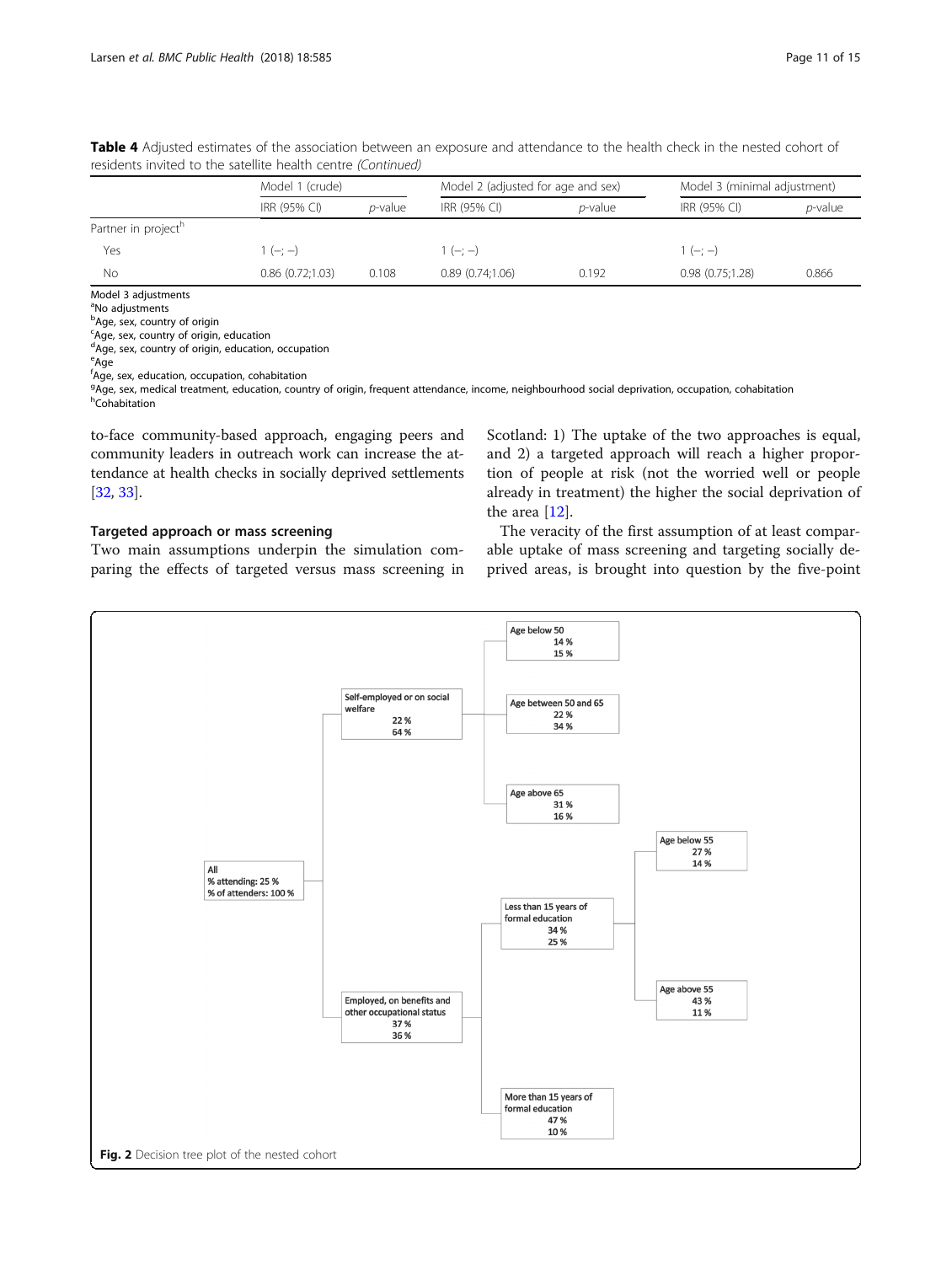**Table 4** Adjusted estimates of the association between an exposure and attendance to the health check in the nested cohort of residents invited to the satellite health centre *(Continued)*

| | Model 1 (crude) | | Model 2 (adjusted for age and sex) | | Model 3 (minimal adjustment) | |
|---|---|---|---|---|---|---|
| | IRR (95% CI) | *p*-value | IRR (95% CI) | *p*-value | IRR (95% CI) | *p*-value |
| Partner in project[h] | | | | | | |
| Yes | 1 (−; −) | | 1 (−; −) | | 1 (−; −) | |
| No | 0.86 (0.72;1.03) | 0.108 | 0.89 (0.74;1.06) | 0.192 | 0.98 (0.75;1.28) | 0.866 |

Model 3 adjustments
[a]No adjustments
[b]Age, sex, country of origin
[c]Age, sex, country of origin, education
[d]Age, sex, country of origin, education, occupation
[e]Age
[f]Age, sex, education, occupation, cohabitation
[g]Age, sex, medical treatment, education, country of origin, frequent attendance, income, neighbourhood social deprivation, occupation, cohabitation
[h]Cohabitation

to-face community-based approach, engaging peers and community leaders in outreach work can increase the attendance at health checks in socially deprived settlements [32, 33].

### Targeted approach or mass screening

Two main assumptions underpin the simulation comparing the effects of targeted versus mass screening in Scotland: 1) The uptake of the two approaches is equal, and 2) a targeted approach will reach a higher proportion of people at risk (not the worried well or people already in treatment) the higher the social deprivation of the area [12].

The veracity of the first assumption of at least comparable uptake of mass screening and targeting socially deprived areas, is brought into question by the five-point

**Fig. 2** Decision tree plot of the nested cohort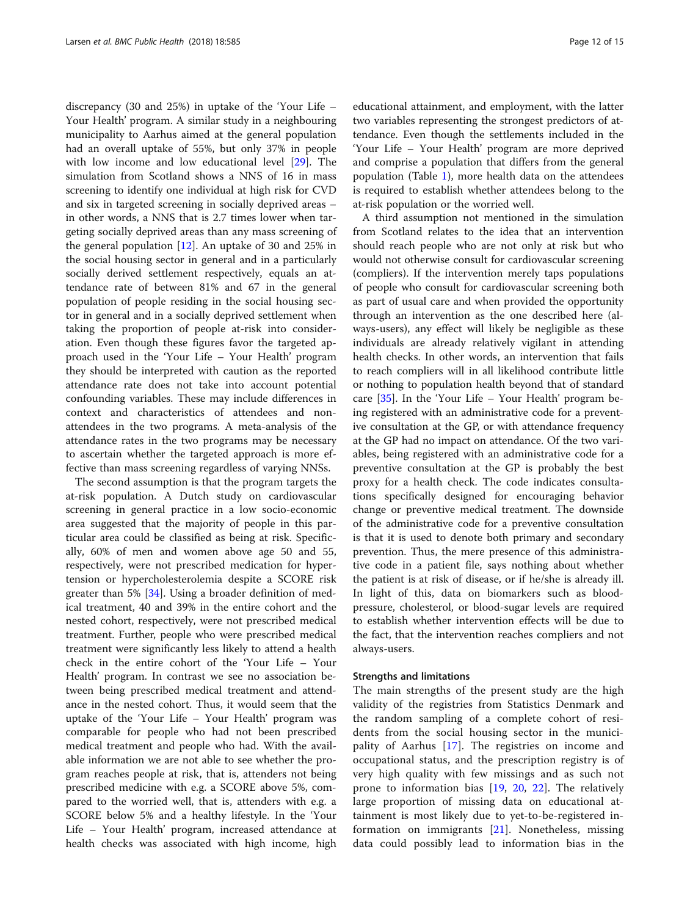discrepancy (30 and 25%) in uptake of the 'Your Life – Your Health' program. A similar study in a neighbouring municipality to Aarhus aimed at the general population had an overall uptake of 55%, but only 37% in people with low income and low educational level [29]. The simulation from Scotland shows a NNS of 16 in mass screening to identify one individual at high risk for CVD and six in targeted screening in socially deprived areas – in other words, a NNS that is 2.7 times lower when targeting socially deprived areas than any mass screening of the general population [12]. An uptake of 30 and 25% in the social housing sector in general and in a particularly socially derived settlement respectively, equals an attendance rate of between 81% and 67 in the general population of people residing in the social housing sector in general and in a socially deprived settlement when taking the proportion of people at-risk into consideration. Even though these figures favor the targeted approach used in the 'Your Life – Your Health' program they should be interpreted with caution as the reported attendance rate does not take into account potential confounding variables. These may include differences in context and characteristics of attendees and non-attendees in the two programs. A meta-analysis of the attendance rates in the two programs may be necessary to ascertain whether the targeted approach is more effective than mass screening regardless of varying NNSs.

The second assumption is that the program targets the at-risk population. A Dutch study on cardiovascular screening in general practice in a low socio-economic area suggested that the majority of people in this particular area could be classified as being at risk. Specifically, 60% of men and women above age 50 and 55, respectively, were not prescribed medication for hypertension or hypercholesterolemia despite a SCORE risk greater than 5% [34]. Using a broader definition of medical treatment, 40 and 39% in the entire cohort and the nested cohort, respectively, were not prescribed medical treatment. Further, people who were prescribed medical treatment were significantly less likely to attend a health check in the entire cohort of the 'Your Life – Your Health' program. In contrast we see no association between being prescribed medical treatment and attendance in the nested cohort. Thus, it would seem that the uptake of the 'Your Life – Your Health' program was comparable for people who had not been prescribed medical treatment and people who had. With the available information we are not able to see whether the program reaches people at risk, that is, attenders not being prescribed medicine with e.g. a SCORE above 5%, compared to the worried well, that is, attenders with e.g. a SCORE below 5% and a healthy lifestyle. In the 'Your Life – Your Health' program, increased attendance at health checks was associated with high income, high educational attainment, and employment, with the latter two variables representing the strongest predictors of attendance. Even though the settlements included in the 'Your Life – Your Health' program are more deprived and comprise a population that differs from the general population (Table 1), more health data on the attendees is required to establish whether attendees belong to the at-risk population or the worried well.

A third assumption not mentioned in the simulation from Scotland relates to the idea that an intervention should reach people who are not only at risk but who would not otherwise consult for cardiovascular screening (compliers). If the intervention merely taps populations of people who consult for cardiovascular screening both as part of usual care and when provided the opportunity through an intervention as the one described here (always-users), any effect will likely be negligible as these individuals are already relatively vigilant in attending health checks. In other words, an intervention that fails to reach compliers will in all likelihood contribute little or nothing to population health beyond that of standard care [35]. In the 'Your Life – Your Health' program being registered with an administrative code for a preventive consultation at the GP, or with attendance frequency at the GP had no impact on attendance. Of the two variables, being registered with an administrative code for a preventive consultation at the GP is probably the best proxy for a health check. The code indicates consultations specifically designed for encouraging behavior change or preventive medical treatment. The downside of the administrative code for a preventive consultation is that it is used to denote both primary and secondary prevention. Thus, the mere presence of this administrative code in a patient file, says nothing about whether the patient is at risk of disease, or if he/she is already ill. In light of this, data on biomarkers such as blood-pressure, cholesterol, or blood-sugar levels are required to establish whether intervention effects will be due to the fact, that the intervention reaches compliers and not always-users.

## Strengths and limitations

The main strengths of the present study are the high validity of the registries from Statistics Denmark and the random sampling of a complete cohort of residents from the social housing sector in the municipality of Aarhus [17]. The registries on income and occupational status, and the prescription registry is of very high quality with few missings and as such not prone to information bias [19, 20, 22]. The relatively large proportion of missing data on educational attainment is most likely due to yet-to-be-registered information on immigrants [21]. Nonetheless, missing data could possibly lead to information bias in the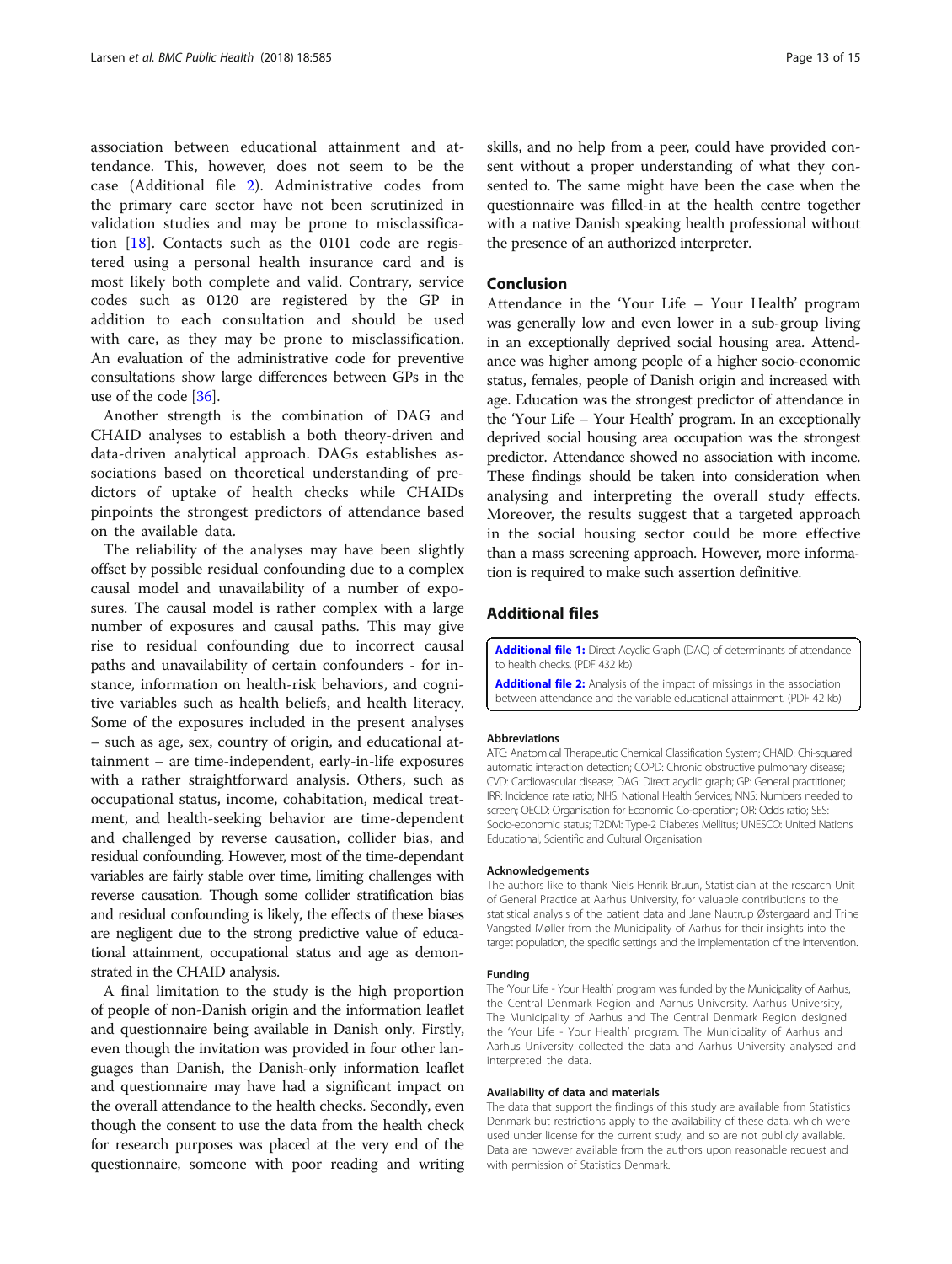association between educational attainment and attendance. This, however, does not seem to be the case (Additional file 2). Administrative codes from the primary care sector have not been scrutinized in validation studies and may be prone to misclassification [18]. Contacts such as the 0101 code are registered using a personal health insurance card and is most likely both complete and valid. Contrary, service codes such as 0120 are registered by the GP in addition to each consultation and should be used with care, as they may be prone to misclassification. An evaluation of the administrative code for preventive consultations show large differences between GPs in the use of the code [36].

Another strength is the combination of DAG and CHAID analyses to establish a both theory-driven and data-driven analytical approach. DAGs establishes associations based on theoretical understanding of predictors of uptake of health checks while CHAIDs pinpoints the strongest predictors of attendance based on the available data.

The reliability of the analyses may have been slightly offset by possible residual confounding due to a complex causal model and unavailability of a number of exposures. The causal model is rather complex with a large number of exposures and causal paths. This may give rise to residual confounding due to incorrect causal paths and unavailability of certain confounders - for instance, information on health-risk behaviors, and cognitive variables such as health beliefs, and health literacy. Some of the exposures included in the present analyses – such as age, sex, country of origin, and educational attainment – are time-independent, early-in-life exposures with a rather straightforward analysis. Others, such as occupational status, income, cohabitation, medical treatment, and health-seeking behavior are time-dependent and challenged by reverse causation, collider bias, and residual confounding. However, most of the time-dependant variables are fairly stable over time, limiting challenges with reverse causation. Though some collider stratification bias and residual confounding is likely, the effects of these biases are negligent due to the strong predictive value of educational attainment, occupational status and age as demonstrated in the CHAID analysis.

A final limitation to the study is the high proportion of people of non-Danish origin and the information leaflet and questionnaire being available in Danish only. Firstly, even though the invitation was provided in four other languages than Danish, the Danish-only information leaflet and questionnaire may have had a significant impact on the overall attendance to the health checks. Secondly, even though the consent to use the data from the health check for research purposes was placed at the very end of the questionnaire, someone with poor reading and writing skills, and no help from a peer, could have provided consent without a proper understanding of what they consented to. The same might have been the case when the questionnaire was filled-in at the health centre together with a native Danish speaking health professional without the presence of an authorized interpreter.

## Conclusion

Attendance in the 'Your Life – Your Health' program was generally low and even lower in a sub-group living in an exceptionally deprived social housing area. Attendance was higher among people of a higher socio-economic status, females, people of Danish origin and increased with age. Education was the strongest predictor of attendance in the 'Your Life – Your Health' program. In an exceptionally deprived social housing area occupation was the strongest predictor. Attendance showed no association with income. These findings should be taken into consideration when analysing and interpreting the overall study effects. Moreover, the results suggest that a targeted approach in the social housing sector could be more effective than a mass screening approach. However, more information is required to make such assertion definitive.

## Additional files

**Additional file 1:** Direct Acyclic Graph (DAG) of determinants of attendance to health checks. (PDF 432 kb)

**Additional file 2:** Analysis of the impact of missings in the association between attendance and the variable educational attainment. (PDF 42 kb)

### Abbreviations

ATC: Anatomical Therapeutic Chemical Classification System; CHAID: Chi-squared automatic interaction detection; COPD: Chronic obstructive pulmonary disease; CVD: Cardiovascular disease; DAG: Direct acyclic graph; GP: General practitioner; IRR: Incidence rate ratio; NHS: National Health Services; NNS: Numbers needed to screen; OECD: Organisation for Economic Co-operation; OR: Odds ratio; SES: Socio-economic status; T2DM: Type-2 Diabetes Mellitus; UNESCO: United Nations Educational, Scientific and Cultural Organisation

### Acknowledgements

The authors like to thank Niels Henrik Bruun, Statistician at the research Unit of General Practice at Aarhus University, for valuable contributions to the statistical analysis of the patient data and Jane Nautrup Østergaard and Trine Vangsted Møller from the Municipality of Aarhus for their insights into the target population, the specific settings and the implementation of the intervention.

### Funding

The 'Your Life - Your Health' program was funded by the Municipality of Aarhus, the Central Denmark Region and Aarhus University. Aarhus University, The Municipality of Aarhus and The Central Denmark Region designed the 'Your Life - Your Health' program. The Municipality of Aarhus and Aarhus University collected the data and Aarhus University analysed and interpreted the data.

### Availability of data and materials

The data that support the findings of this study are available from Statistics Denmark but restrictions apply to the availability of these data, which were used under license for the current study, and so are not publicly available. Data are however available from the authors upon reasonable request and with permission of Statistics Denmark.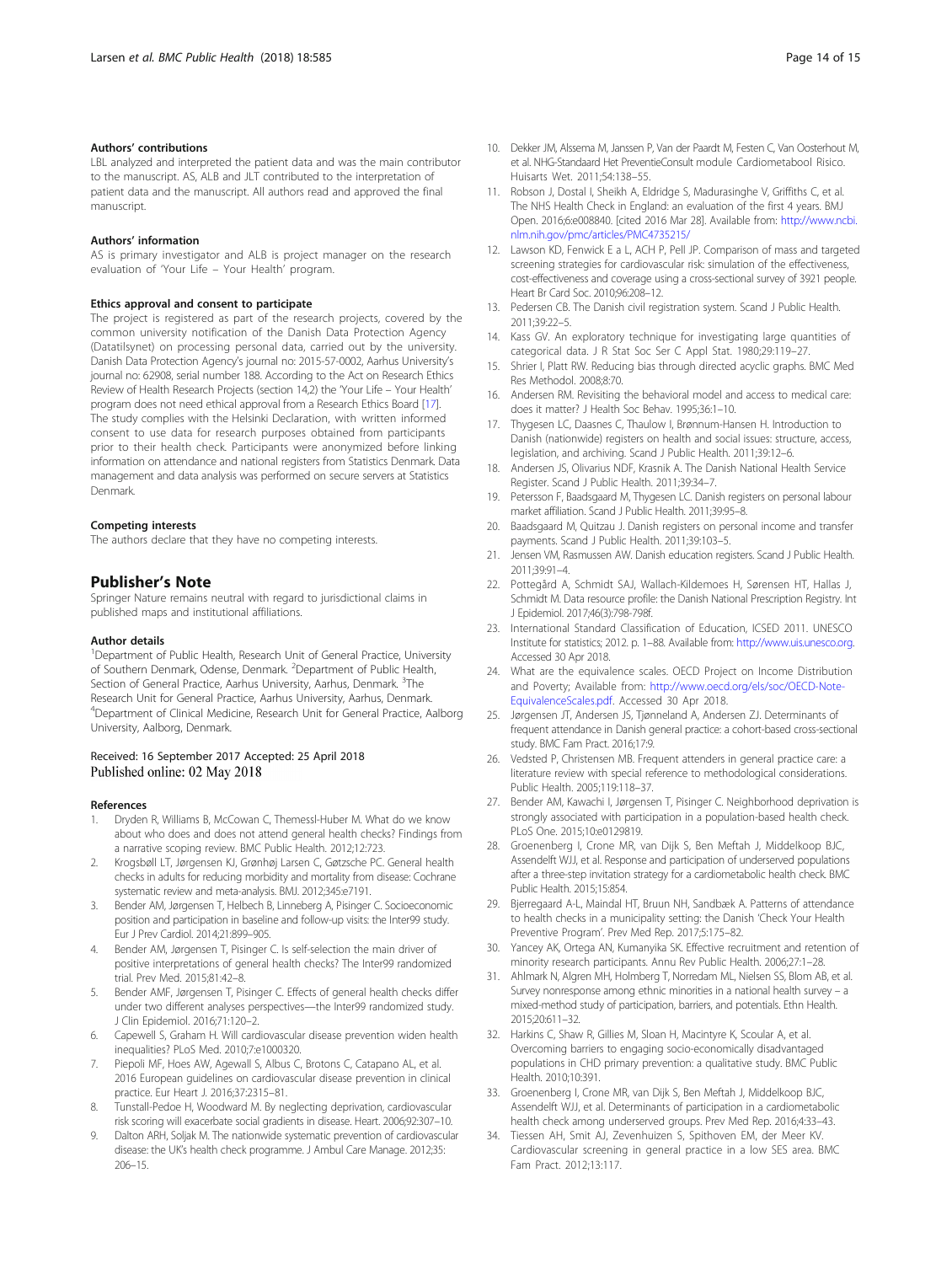#### Authors' contributions

LBL analyzed and interpreted the patient data and was the main contributor to the manuscript. AS, ALB and JLT contributed to the interpretation of patient data and the manuscript. All authors read and approved the final manuscript.

#### Authors' information

AS is primary investigator and ALB is project manager on the research evaluation of 'Your Life – Your Health' program.

#### Ethics approval and consent to participate

The project is registered as part of the research projects, covered by the common university notification of the Danish Data Protection Agency (Datatilsynet) on processing personal data, carried out by the university. Danish Data Protection Agency's journal no: 2015-57-0002, Aarhus University's journal no: 62908, serial number 188. According to the Act on Research Ethics Review of Health Research Projects (section 14,2) the 'Your Life – Your Health' program does not need ethical approval from a Research Ethics Board [17]. The study complies with the Helsinki Declaration, with written informed consent to use data for research purposes obtained from participants prior to their health check. Participants were anonymized before linking information on attendance and national registers from Statistics Denmark. Data management and data analysis was performed on secure servers at Statistics Denmark.

#### Competing interests

The authors declare that they have no competing interests.

## Publisher's Note

Springer Nature remains neutral with regard to jurisdictional claims in published maps and institutional affiliations.

#### Author details

[1]Department of Public Health, Research Unit of General Practice, University of Southern Denmark, Odense, Denmark. [2]Department of Public Health, Section of General Practice, Aarhus University, Aarhus, Denmark. [3]The Research Unit for General Practice, Aarhus University, Aarhus, Denmark. [4]Department of Clinical Medicine, Research Unit for General Practice, Aalborg University, Aalborg, Denmark.

Received: 16 September 2017 Accepted: 25 April 2018
Published online: 02 May 2018

#### References

1. Dryden R, Williams B, McCowan C, Themessl-Huber M. What do we know about who does and does not attend general health checks? Findings from a narrative scoping review. BMC Public Health. 2012;12:723.
2. Krogsbøll LT, Jørgensen KJ, Grønhøj Larsen C, Gøtzsche PC. General health checks in adults for reducing morbidity and mortality from disease: Cochrane systematic review and meta-analysis. BMJ. 2012;345:e7191.
3. Bender AM, Jørgensen T, Helbech B, Linneberg A, Pisinger C. Socioeconomic position and participation in baseline and follow-up visits: the Inter99 study. Eur J Prev Cardiol. 2014;21:899–905.
4. Bender AM, Jørgensen T, Pisinger C. Is self-selection the main driver of positive interpretations of general health checks? The Inter99 randomized trial. Prev Med. 2015;81:42–8.
5. Bender AMF, Jørgensen T, Pisinger C. Effects of general health checks differ under two different analyses perspectives—the Inter99 randomized study. J Clin Epidemiol. 2016;71:120–2.
6. Capewell S, Graham H. Will cardiovascular disease prevention widen health inequalities? PLoS Med. 2010;7:e1000320.
7. Piepoli MF, Hoes AW, Agewall S, Albus C, Brotons C, Catapano AL, et al. 2016 European guidelines on cardiovascular disease prevention in clinical practice. Eur Heart J. 2016;37:2315–81.
8. Tunstall-Pedoe H, Woodward M. By neglecting deprivation, cardiovascular risk scoring will exacerbate social gradients in disease. Heart. 2006;92:307–10.
9. Dalton ARH, Soljak M. The nationwide systematic prevention of cardiovascular disease: the UK's health check programme. J Ambul Care Manage. 2012;35:206–15.
10. Dekker JM, Alssema M, Janssen P, Van der Paardt M, Festen C, Van Oosterhout M, et al. NHG-Standaard Het PreventieConsult module Cardiometabool Risico. Huisarts Wet. 2011;54:138–55.
11. Robson J, Dostal I, Sheikh A, Eldridge S, Madurasinghe V, Griffiths C, et al. The NHS Health Check in England: an evaluation of the first 4 years. BMJ Open. 2016;6:e008840. [cited 2016 Mar 28]. Available from: http://www.ncbi.nlm.nih.gov/pmc/articles/PMC4735215/
12. Lawson KD, Fenwick E a L, ACH P, Pell JP. Comparison of mass and targeted screening strategies for cardiovascular risk: simulation of the effectiveness, cost-effectiveness and coverage using a cross-sectional survey of 3921 people. Heart Br Card Soc. 2010;96:208–12.
13. Pedersen CB. The Danish civil registration system. Scand J Public Health. 2011;39:22–5.
14. Kass GV. An exploratory technique for investigating large quantities of categorical data. J R Stat Soc Ser C Appl Stat. 1980;29:119–27.
15. Shrier I, Platt RW. Reducing bias through directed acyclic graphs. BMC Med Res Methodol. 2008;8:70.
16. Andersen RM. Revisiting the behavioral model and access to medical care: does it matter? J Health Soc Behav. 1995;36:1–10.
17. Thygesen LC, Daasnes C, Thaulow I, Brønnum-Hansen H. Introduction to Danish (nationwide) registers on health and social issues: structure, access, legislation, and archiving. Scand J Public Health. 2011;39:12–6.
18. Andersen JS, Olivarius NDF, Krasnik A. The Danish National Health Service Register. Scand J Public Health. 2011;39:34–7.
19. Petersson F, Baadsgaard M, Thygesen LC. Danish registers on personal labour market affiliation. Scand J Public Health. 2011;39:95–8.
20. Baadsgaard M, Quitzau J. Danish registers on personal income and transfer payments. Scand J Public Health. 2011;39:103–5.
21. Jensen VM, Rasmussen AW. Danish education registers. Scand J Public Health. 2011;39:91–4.
22. Pottegård A, Schmidt SAJ, Wallach-Kildemoes H, Sørensen HT, Hallas J, Schmidt M. Data resource profile: the Danish National Prescription Registry. Int J Epidemiol. 2017;46(3):798-798f.
23. International Standard Classification of Education, ICSED 2011. UNESCO Institute for statistics; 2012. p. 1–88. Available from: http://www.uis.unesco.org. Accessed 30 Apr 2018.
24. What are the equivalence scales. OECD Project on Income Distribution and Poverty; Available from: http://www.oecd.org/els/soc/OECD-Note-EquivalenceScales.pdf. Accessed 30 Apr 2018.
25. Jørgensen JT, Andersen JS, Tjønneland A, Andersen ZJ. Determinants of frequent attendance in Danish general practice: a cohort-based cross-sectional study. BMC Fam Pract. 2016;17:9.
26. Vedsted P, Christensen MB. Frequent attenders in general practice care: a literature review with special reference to methodological considerations. Public Health. 2005;119:118–37.
27. Bender AM, Kawachi I, Jørgensen T, Pisinger C. Neighborhood deprivation is strongly associated with participation in a population-based health check. PLoS One. 2015;10:e0129819.
28. Groenenberg I, Crone MR, van Dijk S, Ben Meftah J, Middelkoop BJC, Assendelft WJJ, et al. Response and participation of underserved populations after a three-step invitation strategy for a cardiometabolic health check. BMC Public Health. 2015;15:854.
29. Bjerregaard A-L, Maindal HT, Bruun NH, Sandbæk A. Patterns of attendance to health checks in a municipality setting: the Danish 'Check Your Health Preventive Program'. Prev Med Rep. 2017;5:175–82.
30. Yancey AK, Ortega AN, Kumanyika SK. Effective recruitment and retention of minority research participants. Annu Rev Public Health. 2006;27:1–28.
31. Ahlmark N, Algren MH, Holmberg T, Norredam ML, Nielsen SS, Blom AB, et al. Survey nonresponse among ethnic minorities in a national health survey – a mixed-method study of participation, barriers, and potentials. Ethn Health. 2015;20:611–32.
32. Harkins C, Shaw R, Gillies M, Sloan H, Macintyre K, Scoular A, et al. Overcoming barriers to engaging socio-economically disadvantaged populations in CHD primary prevention: a qualitative study. BMC Public Health. 2010;10:391.
33. Groenenberg I, Crone MR, van Dijk S, Ben Meftah J, Middelkoop BJC, Assendelft WJJ, et al. Determinants of participation in a cardiometabolic health check among underserved groups. Prev Med Rep. 2016;4:33–43.
34. Tiessen AH, Smit AJ, Zevenhuizen S, Spithoven EM, der Meer KV. Cardiovascular screening in general practice in a low SES area. BMC Fam Pract. 2012;13:117.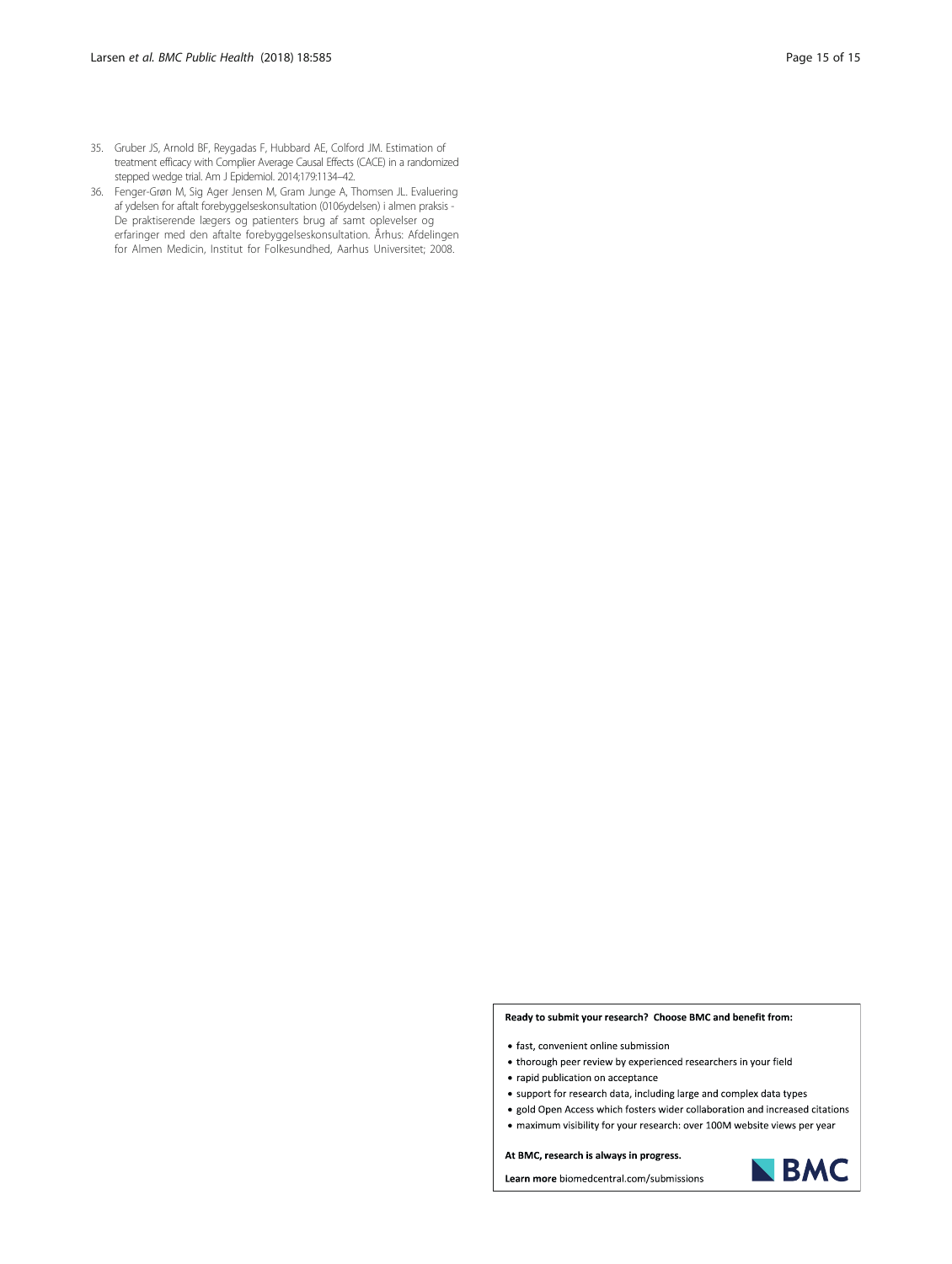35. Gruber JS, Arnold BF, Reygadas F, Hubbard AE, Colford JM. Estimation of treatment efficacy with Complier Average Causal Effects (CACE) in a randomized stepped wedge trial. Am J Epidemiol. 2014;179:1134–42.
36. Fenger-Grøn M, Sig Ager Jensen M, Gram Junge A, Thomsen JL. Evaluering af ydelsen for aftalt forebyggelseskonsultation (0106ydelsen) i almen praksis - De praktiserende lægers og patienters brug af samt oplevelser og erfaringer med den aftalte forebyggelseskonsultation. Århus: Afdelingen for Almen Medicin, Institut for Folkesundhed, Aarhus Universitet; 2008.

**Ready to submit your research? Choose BMC and benefit from:**

- fast, convenient online submission
- thorough peer review by experienced researchers in your field
- rapid publication on acceptance
- support for research data, including large and complex data types
- gold Open Access which fosters wider collaboration and increased citations
- maximum visibility for your research: over 100M website views per year

**At BMC, research is always in progress.**

**Learn more** biomedcentral.com/submissions

BMC